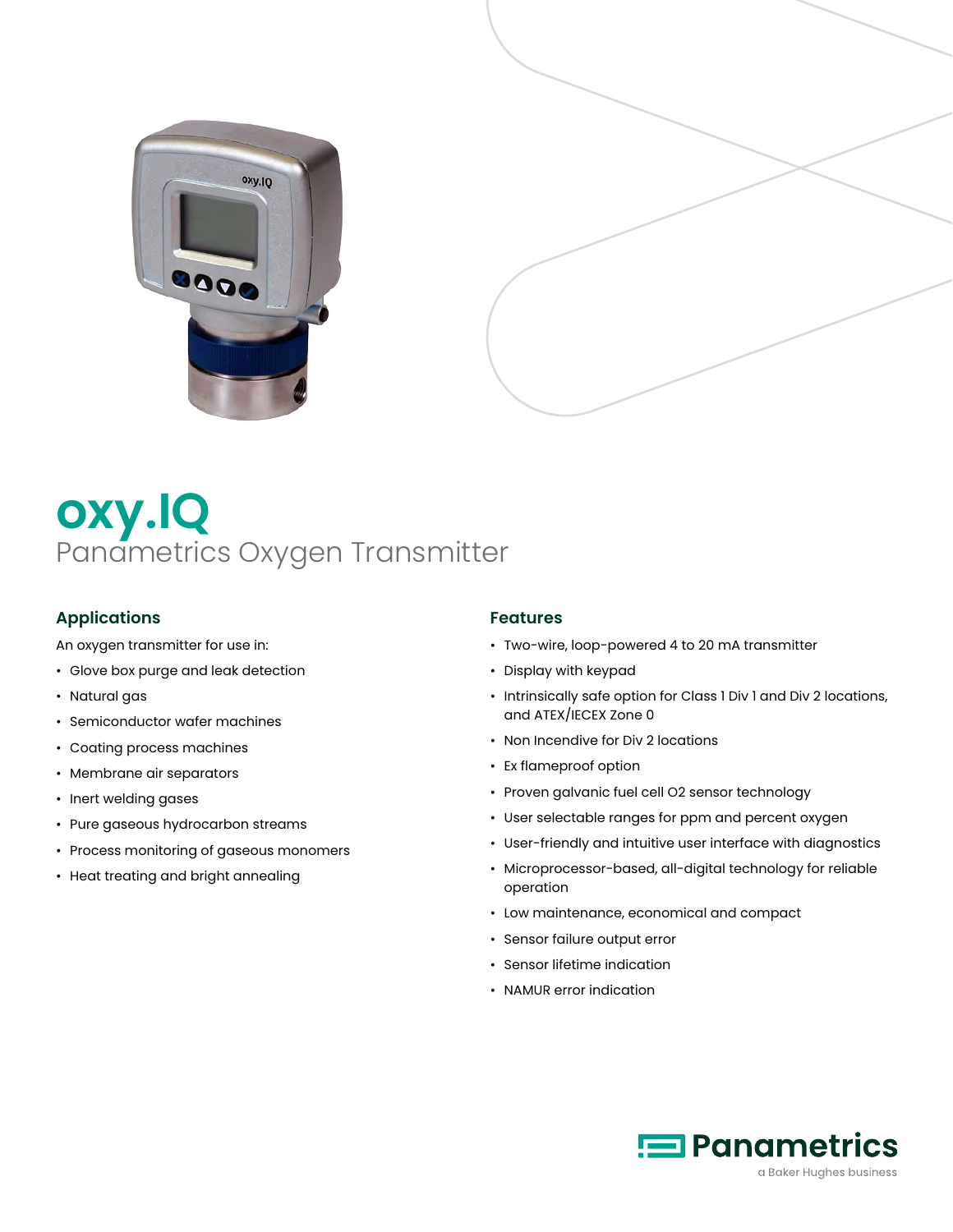# oxy.IQ

## Panametrics Oxygen Transmitter

### Applications

An oxygen transmitter for use in:

- Glove box purge and leak detection
- Natural gas
- Semiconductor wafer machines
- Coating process machines
- Membrane air separators
- Inert welding gases
- Pure gaseous hydrocarbon streams
- Process monitoring of gaseous monomers
- Heat treating and bright annealing

### Features

- Two-wire, loop-powered 4 to 20 mA transmitter
- Display with keypad
- Intrinsically safe option for Class 1 Div 1 and Div 2 locations, and ATEX/IECEX Zone 0
- Non Incendive for Div 2 locations
- Ex flameproof option
- Proven galvanic fuel cell O2 sensor technology
- User selectable ranges for ppm and percent oxygen
- User-friendly and intuitive user interface with diagnostics
- Microprocessor-based, all-digital technology for reliable operation
- Low maintenance, economical and compact
- Sensor failure output error
- Sensor lifetime indication
- NAMUR error indication

Panametrics
a Baker Hughes business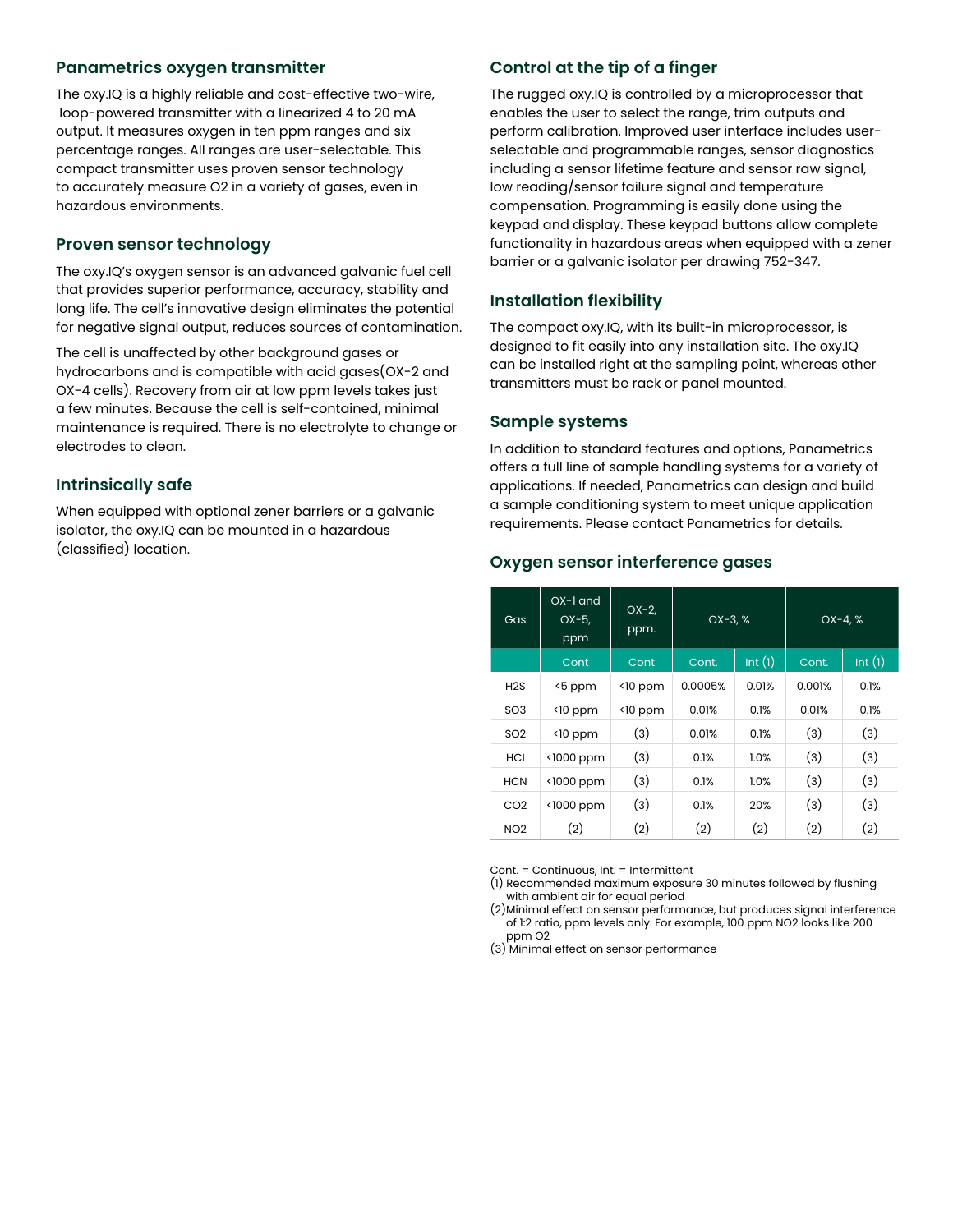## Panametrics oxygen transmitter

The oxy.IQ is a highly reliable and cost-effective two-wire, loop-powered transmitter with a linearized 4 to 20 mA output. It measures oxygen in ten ppm ranges and six percentage ranges. All ranges are user-selectable. This compact transmitter uses proven sensor technology to accurately measure $O_2$ in a variety of gases, even in hazardous environments.

## Proven sensor technology

The oxy.IQ's oxygen sensor is an advanced galvanic fuel cell that provides superior performance, accuracy, stability and long life. The cell's innovative design eliminates the potential for negative signal output, reduces sources of contamination.

The cell is unaffected by other background gases or hydrocarbons and is compatible with acid gases(OX-2 and OX-4 cells). Recovery from air at low ppm levels takes just a few minutes. Because the cell is self-contained, minimal maintenance is required. There is no electrolyte to change or electrodes to clean.

## Intrinsically safe

When equipped with optional zener barriers or a galvanic isolator, the oxy.IQ can be mounted in a hazardous (classified) location.

## Control at the tip of a finger

The rugged oxy.IQ is controlled by a microprocessor that enables the user to select the range, trim outputs and perform calibration. Improved user interface includes user-selectable and programmable ranges, sensor diagnostics including a sensor lifetime feature and sensor raw signal, low reading/sensor failure signal and temperature compensation. Programming is easily done using the keypad and display. These keypad buttons allow complete functionality in hazardous areas when equipped with a zener barrier or a galvanic isolator per drawing 752-347.

## Installation flexibility

The compact oxy.IQ, with its built-in microprocessor, is designed to fit easily into any installation site. The oxy.IQ can be installed right at the sampling point, whereas other transmitters must be rack or panel mounted.

## Sample systems

In addition to standard features and options, Panametrics offers a full line of sample handling systems for a variety of applications. If needed, Panametrics can design and build a sample conditioning system to meet unique application requirements. Please contact Panametrics for details.

## Oxygen sensor interference gases

| Gas | OX-1 and OX-5, ppm | OX-2, ppm. | OX-3, % | | OX-4, % | |
|---|---|---|---|---|---|---|
| | Cont | Cont | Cont. | Int (1) | Cont. | Int (1) |
| $H_2S$ | <5 ppm | <10 ppm | 0.0005% | 0.01% | 0.001% | 0.1% |
| $SO_3$ | <10 ppm | <10 ppm | 0.01% | 0.1% | 0.01% | 0.1% |
| $SO_2$ | <10 ppm | (3) | 0.01% | 0.1% | (3) | (3) |
| HCl | <1000 ppm | (3) | 0.1% | 1.0% | (3) | (3) |
| HCN | <1000 ppm | (3) | 0.1% | 1.0% | (3) | (3) |
| $CO_2$ | <1000 ppm | (3) | 0.1% | 20% | (3) | (3) |
| $NO_2$ | (2) | (2) | (2) | (2) | (2) | (2) |

Cont. = Continuous, Int. = Intermittent

(1) Recommended maximum exposure 30 minutes followed by flushing with ambient air for equal period

(2) Minimal effect on sensor performance, but produces signal interference of 1:2 ratio, ppm levels only. For example, 100 ppm $NO_2$ looks like 200 ppm $O_2$

(3) Minimal effect on sensor performance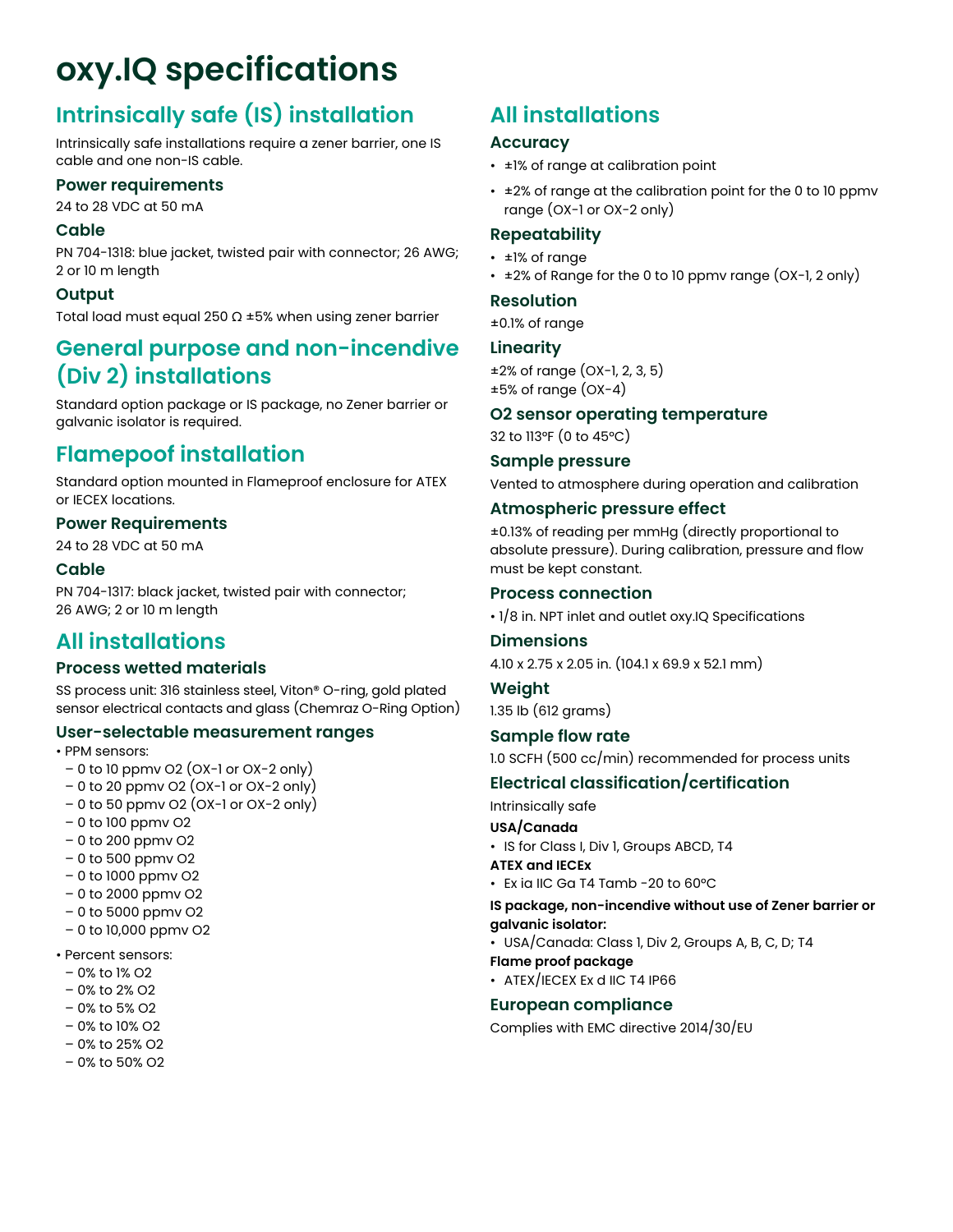# oxy.IQ specifications

## Intrinsically safe (IS) installation

Intrinsically safe installations require a zener barrier, one IS cable and one non-IS cable.

### Power requirements

24 to 28 VDC at 50 mA

### Cable

PN 704-1318: blue jacket, twisted pair with connector; 26 AWG; 2 or 10 m length

### Output

Total load must equal 250 Ω ±5% when using zener barrier

## General purpose and non-incendive (Div 2) installations

Standard option package or IS package, no Zener barrier or galvanic isolator is required.

## Flamepoof installation

Standard option mounted in Flameproof enclosure for ATEX or IECEX locations.

### Power Requirements

24 to 28 VDC at 50 mA

### Cable

PN 704-1317: black jacket, twisted pair with connector; 26 AWG; 2 or 10 m length

## All installations

### Process wetted materials

SS process unit: 316 stainless steel, Viton® O-ring, gold plated sensor electrical contacts and glass (Chemraz O-Ring Option)

### User-selectable measurement ranges

- PPM sensors:
  - 0 to 10 ppmv O2 (OX-1 or OX-2 only)
  - 0 to 20 ppmv O2 (OX-1 or OX-2 only)
  - 0 to 50 ppmv O2 (OX-1 or OX-2 only)
  - 0 to 100 ppmv O2
  - 0 to 200 ppmv O2
  - 0 to 500 ppmv O2
  - 0 to 1000 ppmv O2
  - 0 to 2000 ppmv O2
  - 0 to 5000 ppmv O2
  - 0 to 10,000 ppmv O2
- Percent sensors:
  - 0% to 1% O2
  - 0% to 2% O2
  - 0% to 5% O2
  - 0% to 10% O2
  - 0% to 25% O2
  - 0% to 50% O2

## All installations

### Accuracy

- ±1% of range at calibration point
- ±2% of range at the calibration point for the 0 to 10 ppmv range (OX-1 or OX-2 only)

### Repeatability

- ±1% of range
- ±2% of Range for the 0 to 10 ppmv range (OX-1, 2 only)

### Resolution

±0.1% of range

### Linearity

±2% of range (OX-1, 2, 3, 5)
±5% of range (OX-4)

### O2 sensor operating temperature

32 to 113°F (0 to 45°C)

### Sample pressure

Vented to atmosphere during operation and calibration

### Atmospheric pressure effect

±0.13% of reading per mmHg (directly proportional to absolute pressure). During calibration, pressure and flow must be kept constant.

### Process connection

- 1/8 in. NPT inlet and outlet oxy.IQ Specifications

### Dimensions

4.10 x 2.75 x 2.05 in. (104.1 x 69.9 x 52.1 mm)

### Weight

1.35 lb (612 grams)

### Sample flow rate

1.0 SCFH (500 cc/min) recommended for process units

### Electrical classification/certification

Intrinsically safe

**USA/Canada**

- IS for Class I, Div 1, Groups ABCD, T4

**ATEX and IECEx**

- Ex ia IIC Ga T4 Tamb -20 to 60°C

**IS package, non-incendive without use of Zener barrier or galvanic isolator:**

- USA/Canada: Class 1, Div 2, Groups A, B, C, D; T4

**Flame proof package**

- ATEX/IECEX Ex d IIC T4 IP66

### European compliance

Complies with EMC directive 2014/30/EU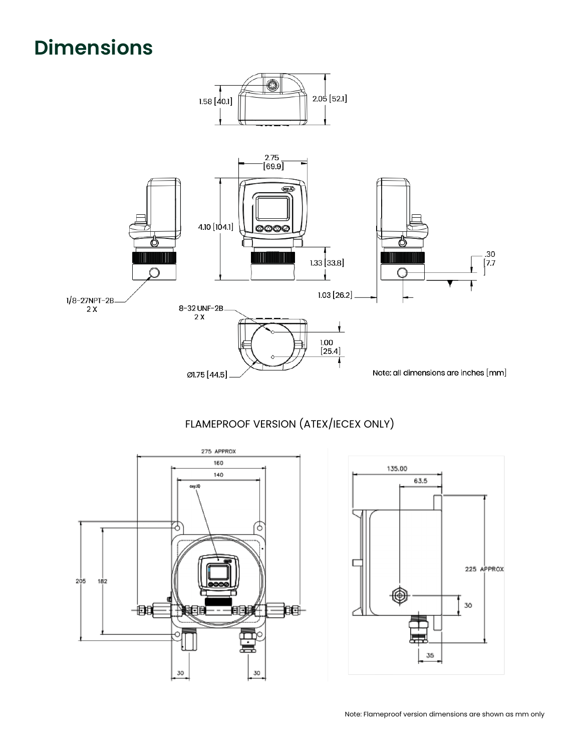# Dimensions

1.58 [40.1]

2.05 [52.1]

2.75 [69.9]

4.10 [104.1]

1.33 [33.8]

.30 [7.7]

1/8-27NPT-2B 2 X

1.03 [26.2]

8-32 UNF-2B 2 X

1.00 [25.4]

Ø1.75 [44.5]

Note: all dimensions are inches [mm]

FLAMEPROOF VERSION (ATEX/IECEX ONLY)

275 APPROX

160

140

205

182

30

30

135.00

63.5

225 APPROX

30

35

Note: Flameproof version dimensions are shown as mm only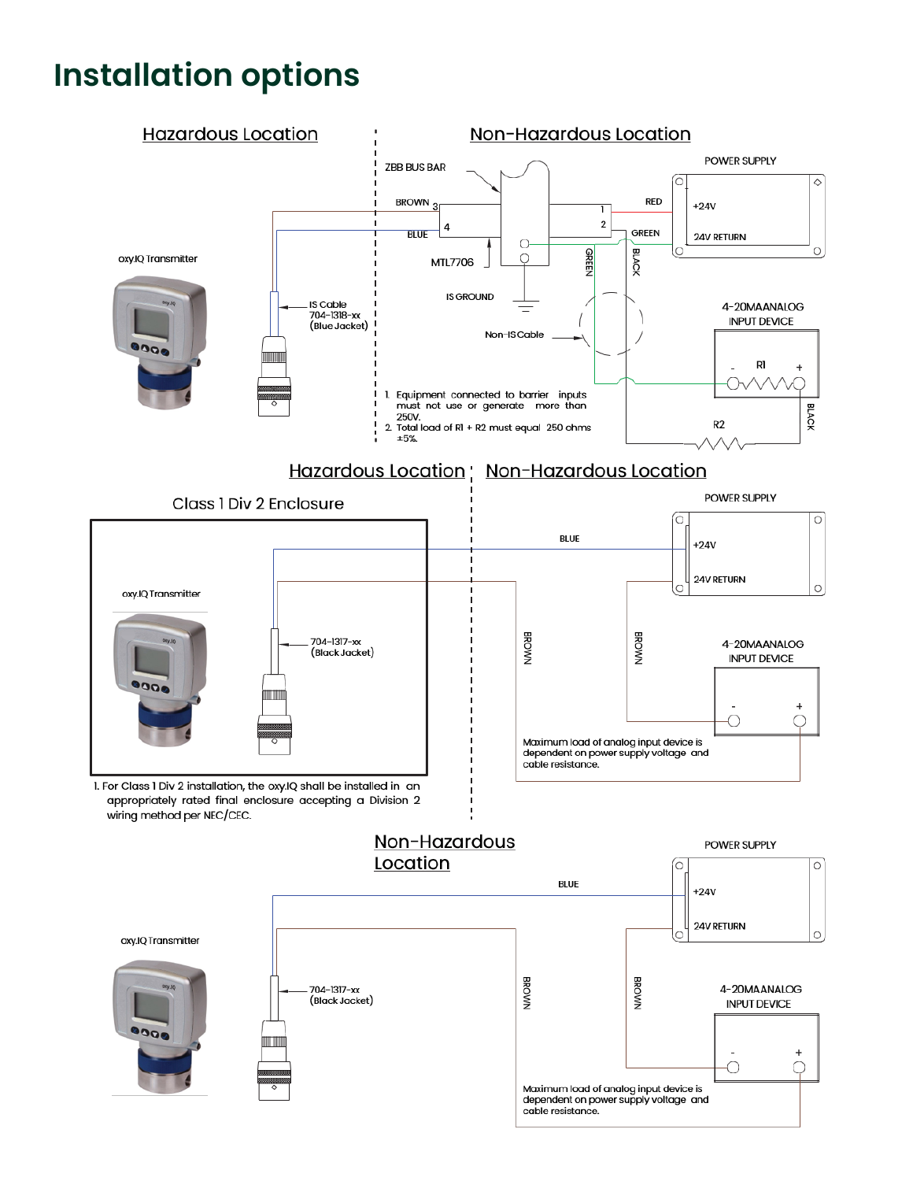# Installation options

## Hazardous Location | Non-Hazardous Location

ZBB BUS BAR

POWER SUPPLY

BROWN 3

1

RED

+24V

BLUE 4

2

GREEN

24V RETURN

MTL7706

GREEN

BLACK

oxy.IQ Transmitter

IS GROUND

IS Cable 704-1318-xx (Blue Jacket)

Non-IS Cable

4-20MA ANALOG INPUT DEVICE

- R1 +

BLACK

R2

1. Equipment connected to barrier inputs must not use or generate more than 250V.
2. Total load of R1 + R2 must equal 250 ohms ±5%.

## Hazardous Location | Non-Hazardous Location

Class 1 Div 2 Enclosure

POWER SUPPLY

BLUE

+24V

24V RETURN

oxy.IQ Transmitter

704-1317-xx (Black Jacket)

BROWN

BROWN

4-20MA ANALOG INPUT DEVICE

- +

Maximum load of analog input device is dependent on power supply voltage and cable resistance.

1. For Class 1 Div 2 installation, the oxy.IQ shall be installed in an appropriately rated final enclosure accepting a Division 2 wiring method per NEC/CEC.

## Non-Hazardous Location

POWER SUPPLY

BLUE

+24V

24V RETURN

oxy.IQ Transmitter

704-1317-xx (Black Jacket)

BROWN

BROWN

4-20MA ANALOG INPUT DEVICE

- +

Maximum load of analog input device is dependent on power supply voltage and cable resistance.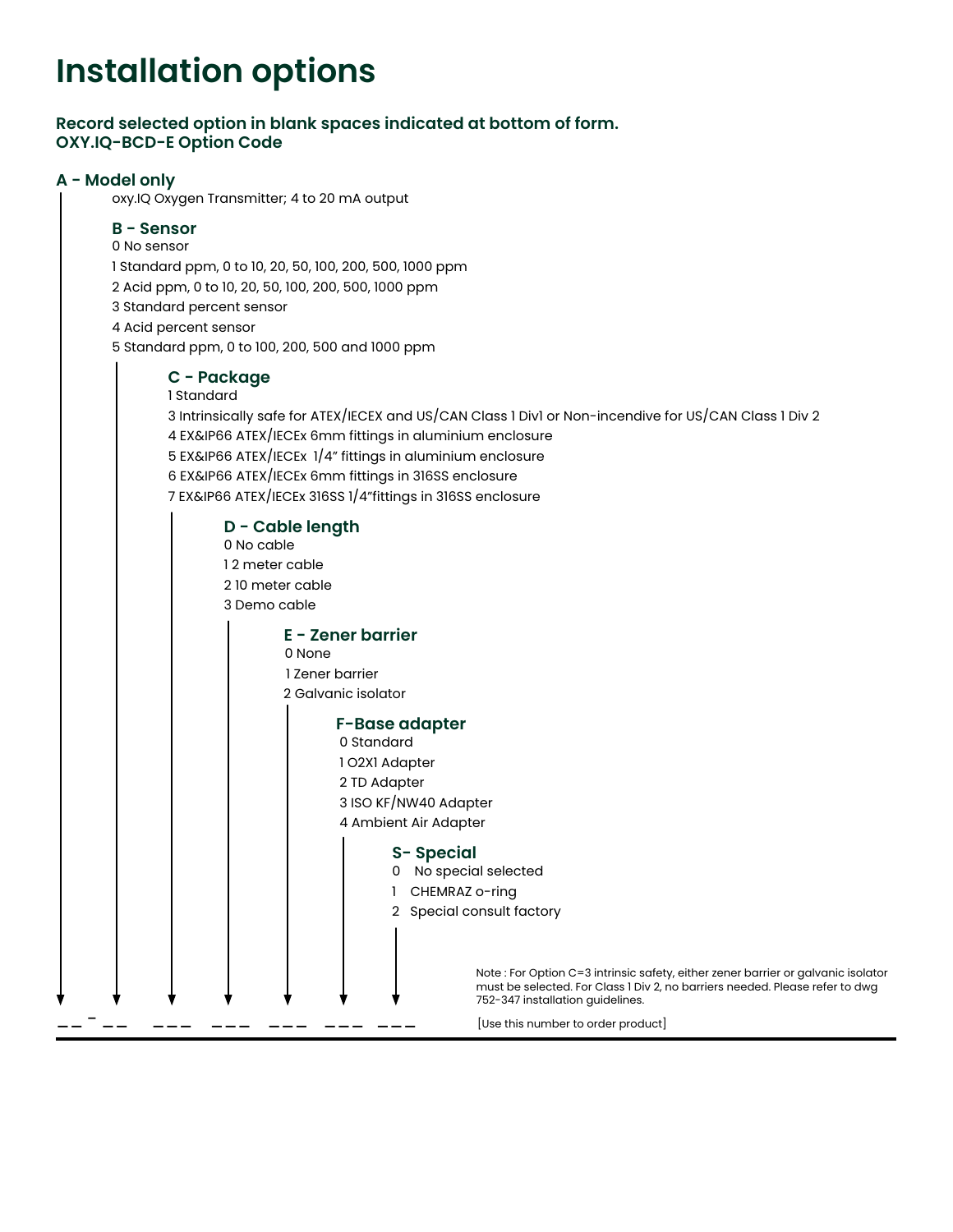# Installation options

**Record selected option in blank spaces indicated at bottom of form.**
**OXY.IQ-BCD-E Option Code**

## A - Model only

oxy.IQ Oxygen Transmitter; 4 to 20 mA output

### B - Sensor

0 No sensor
1 Standard ppm, 0 to 10, 20, 50, 100, 200, 500, 1000 ppm
2 Acid ppm, 0 to 10, 20, 50, 100, 200, 500, 1000 ppm
3 Standard percent sensor
4 Acid percent sensor
5 Standard ppm, 0 to 100, 200, 500 and 1000 ppm

### C - Package

1 Standard
3 Intrinsically safe for ATEX/IECEX and US/CAN Class 1 Div1 or Non-incendive for US/CAN Class 1 Div 2
4 EX&IP66 ATEX/IECEx 6mm fittings in aluminium enclosure
5 EX&IP66 ATEX/IECEx 1/4" fittings in aluminium enclosure
6 EX&IP66 ATEX/IECEx 6mm fittings in 316SS enclosure
7 EX&IP66 ATEX/IECEx 316SS 1/4"fittings in 316SS enclosure

### D - Cable length

0 No cable
1 2 meter cable
2 10 meter cable
3 Demo cable

### E - Zener barrier

0 None
1 Zener barrier
2 Galvanic isolator

### F-Base adapter

0 Standard
1 O2X1 Adapter
2 TD Adapter
3 ISO KF/NW40 Adapter
4 Ambient Air Adapter

### S- Special

0 No special selected
1 CHEMRAZ o-ring
2 Special consult factory

Note : For Option C=3 intrinsic safety, either zener barrier or galvanic isolator must be selected. For Class 1 Div 2, no barriers needed. Please refer to dwg 752-347 installation guidelines.

_ _ - _ _ &nbsp; _ _ _ &nbsp; _ _ _ &nbsp; _ _ _ &nbsp; _ _ _ &nbsp; _ _ _ &nbsp; [Use this number to order product]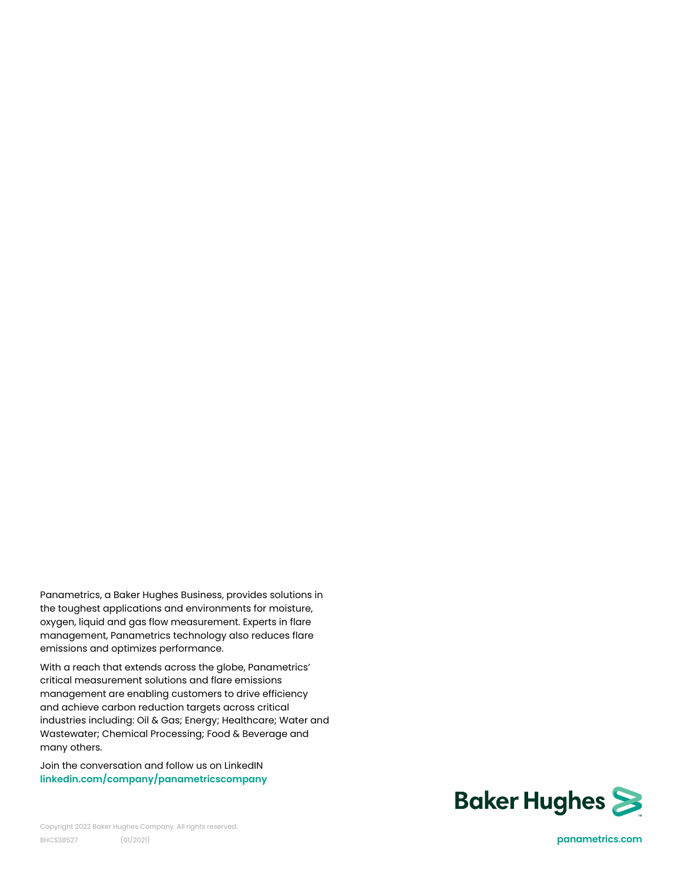Panametrics, a Baker Hughes Business, provides solutions in the toughest applications and environments for moisture, oxygen, liquid and gas flow measurement. Experts in flare management, Panametrics technology also reduces flare emissions and optimizes performance.

With a reach that extends across the globe, Panametrics' critical measurement solutions and flare emissions management are enabling customers to drive efficiency and achieve carbon reduction targets across critical industries including: Oil & Gas; Energy; Healthcare; Water and Wastewater; Chemical Processing; Food & Beverage and many others.

Join the conversation and follow us on LinkedIN
**linkedin.com/company/panametricscompany**

Baker Hughes

Copyright 2022 Baker Hughes Company. All rights reserved.

BHCS38527 (01/2021)

**panametrics.com**